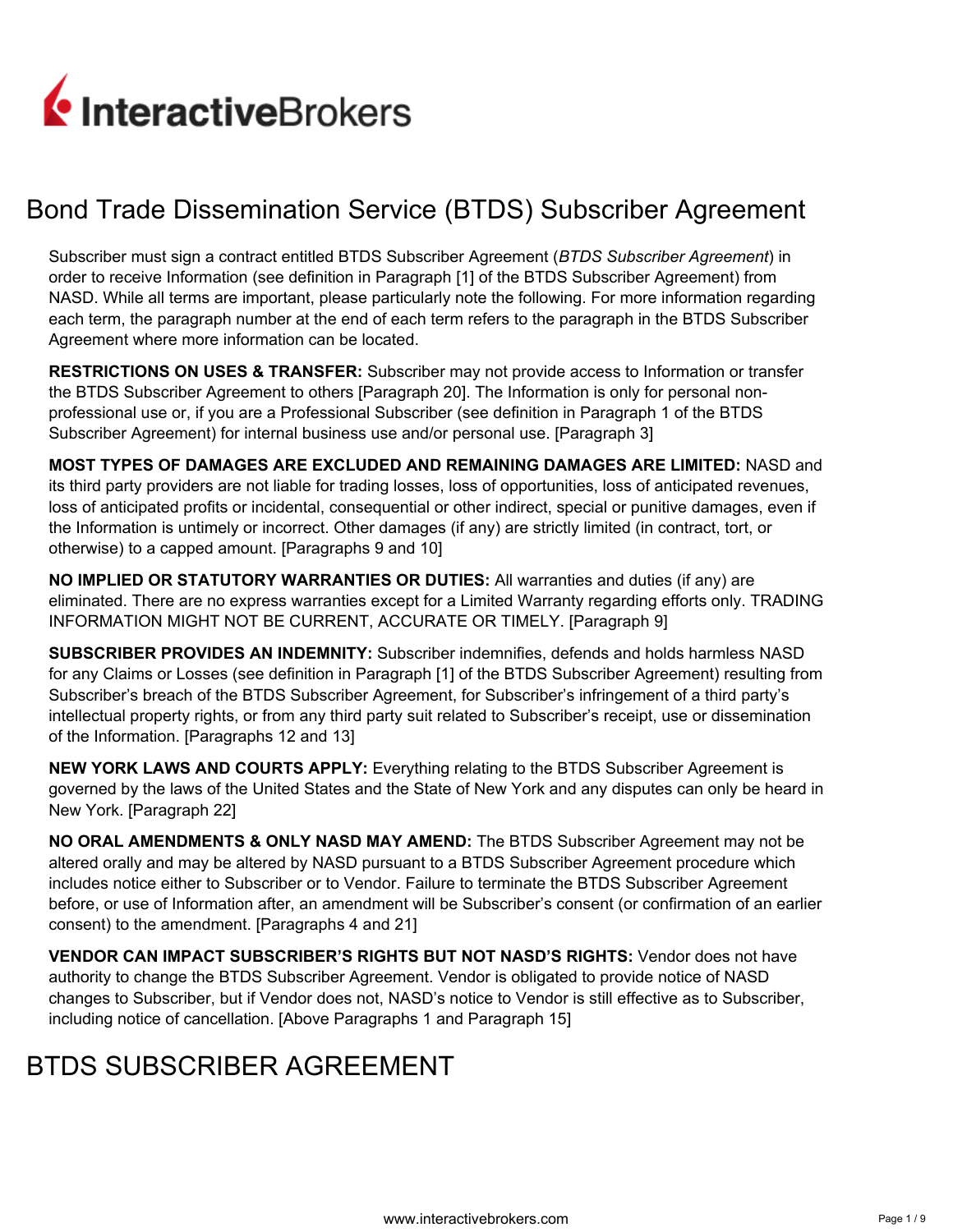# Bond Trade Dissemination Service (BTDS) Subscriber Agreement

Subscriber must sign a contract entitled BTDS Subscriber Agreement (*BTDS Subscriber Agreement*) in order to receive Information (see definition in Paragraph [1] of the BTDS Subscriber Agreement) from NASD. While all terms are important, please particularly note the following. For more information regarding each term, the paragraph number at the end of each term refers to the paragraph in the BTDS Subscriber Agreement where more information can be located.

**RESTRICTIONS ON USES & TRANSFER:** Subscriber may not provide access to Information or transfer the BTDS Subscriber Agreement to others [Paragraph 20]. The Information is only for personal non-professional use or, if you are a Professional Subscriber (see definition in Paragraph 1 of the BTDS Subscriber Agreement) for internal business use and/or personal use. [Paragraph 3]

**MOST TYPES OF DAMAGES ARE EXCLUDED AND REMAINING DAMAGES ARE LIMITED:** NASD and its third party providers are not liable for trading losses, loss of opportunities, loss of anticipated revenues, loss of anticipated profits or incidental, consequential or other indirect, special or punitive damages, even if the Information is untimely or incorrect. Other damages (if any) are strictly limited (in contract, tort, or otherwise) to a capped amount. [Paragraphs 9 and 10]

**NO IMPLIED OR STATUTORY WARRANTIES OR DUTIES:** All warranties and duties (if any) are eliminated. There are no express warranties except for a Limited Warranty regarding efforts only. TRADING INFORMATION MIGHT NOT BE CURRENT, ACCURATE OR TIMELY. [Paragraph 9]

**SUBSCRIBER PROVIDES AN INDEMNITY:** Subscriber indemnifies, defends and holds harmless NASD for any Claims or Losses (see definition in Paragraph [1] of the BTDS Subscriber Agreement) resulting from Subscriber's breach of the BTDS Subscriber Agreement, for Subscriber's infringement of a third party's intellectual property rights, or from any third party suit related to Subscriber's receipt, use or dissemination of the Information. [Paragraphs 12 and 13]

**NEW YORK LAWS AND COURTS APPLY:** Everything relating to the BTDS Subscriber Agreement is governed by the laws of the United States and the State of New York and any disputes can only be heard in New York. [Paragraph 22]

**NO ORAL AMENDMENTS & ONLY NASD MAY AMEND:** The BTDS Subscriber Agreement may not be altered orally and may be altered by NASD pursuant to a BTDS Subscriber Agreement procedure which includes notice either to Subscriber or to Vendor. Failure to terminate the BTDS Subscriber Agreement before, or use of Information after, an amendment will be Subscriber's consent (or confirmation of an earlier consent) to the amendment. [Paragraphs 4 and 21]

**VENDOR CAN IMPACT SUBSCRIBER'S RIGHTS BUT NOT NASD'S RIGHTS:** Vendor does not have authority to change the BTDS Subscriber Agreement. Vendor is obligated to provide notice of NASD changes to Subscriber, but if Vendor does not, NASD's notice to Vendor is still effective as to Subscriber, including notice of cancellation. [Above Paragraphs 1 and Paragraph 15]

# BTDS SUBSCRIBER AGREEMENT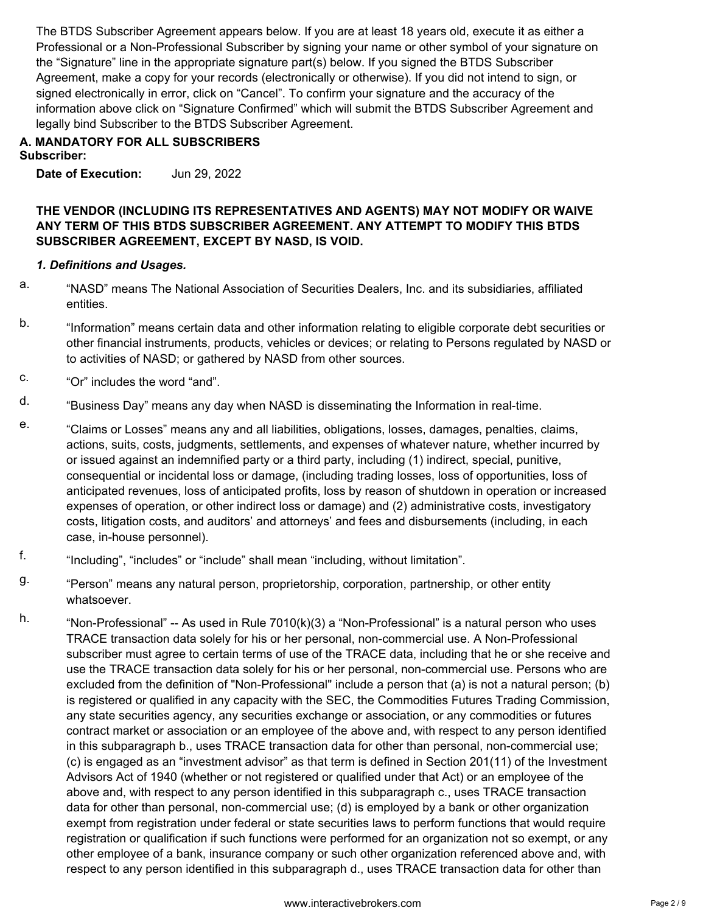The BTDS Subscriber Agreement appears below. If you are at least 18 years old, execute it as either a Professional or a Non-Professional Subscriber by signing your name or other symbol of your signature on the “Signature” line in the appropriate signature part(s) below. If you signed the BTDS Subscriber Agreement, make a copy for your records (electronically or otherwise). If you did not intend to sign, or signed electronically in error, click on “Cancel”. To confirm your signature and the accuracy of the information above click on “Signature Confirmed” which will submit the BTDS Subscriber Agreement and legally bind Subscriber to the BTDS Subscriber Agreement.

**A. MANDATORY FOR ALL SUBSCRIBERS**

**Subscriber:**

**Date of Execution:** Jun 29, 2022

**THE VENDOR (INCLUDING ITS REPRESENTATIVES AND AGENTS) MAY NOT MODIFY OR WAIVE ANY TERM OF THIS BTDS SUBSCRIBER AGREEMENT. ANY ATTEMPT TO MODIFY THIS BTDS SUBSCRIBER AGREEMENT, EXCEPT BY NASD, IS VOID.**

***1. Definitions and Usages.***

a. “NASD” means The National Association of Securities Dealers, Inc. and its subsidiaries, affiliated entities.

b. “Information” means certain data and other information relating to eligible corporate debt securities or other financial instruments, products, vehicles or devices; or relating to Persons regulated by NASD or to activities of NASD; or gathered by NASD from other sources.

c. “Or” includes the word “and”.

d. “Business Day” means any day when NASD is disseminating the Information in real-time.

e. “Claims or Losses” means any and all liabilities, obligations, losses, damages, penalties, claims, actions, suits, costs, judgments, settlements, and expenses of whatever nature, whether incurred by or issued against an indemnified party or a third party, including (1) indirect, special, punitive, consequential or incidental loss or damage, (including trading losses, loss of opportunities, loss of anticipated revenues, loss of anticipated profits, loss by reason of shutdown in operation or increased expenses of operation, or other indirect loss or damage) and (2) administrative costs, investigatory costs, litigation costs, and auditors’ and attorneys’ and fees and disbursements (including, in each case, in-house personnel).

f. “Including”, “includes” or “include” shall mean “including, without limitation”.

g. “Person” means any natural person, proprietorship, corporation, partnership, or other entity whatsoever.

h. “Non-Professional” -- As used in Rule 7010(k)(3) a “Non-Professional” is a natural person who uses TRACE transaction data solely for his or her personal, non-commercial use. A Non-Professional subscriber must agree to certain terms of use of the TRACE data, including that he or she receive and use the TRACE transaction data solely for his or her personal, non-commercial use. Persons who are excluded from the definition of "Non-Professional" include a person that (a) is not a natural person; (b) is registered or qualified in any capacity with the SEC, the Commodities Futures Trading Commission, any state securities agency, any securities exchange or association, or any commodities or futures contract market or association or an employee of the above and, with respect to any person identified in this subparagraph b., uses TRACE transaction data for other than personal, non-commercial use; (c) is engaged as an “investment advisor” as that term is defined in Section 201(11) of the Investment Advisors Act of 1940 (whether or not registered or qualified under that Act) or an employee of the above and, with respect to any person identified in this subparagraph c., uses TRACE transaction data for other than personal, non-commercial use; (d) is employed by a bank or other organization exempt from registration under federal or state securities laws to perform functions that would require registration or qualification if such functions were performed for an organization not so exempt, or any other employee of a bank, insurance company or such other organization referenced above and, with respect to any person identified in this subparagraph d., uses TRACE transaction data for other than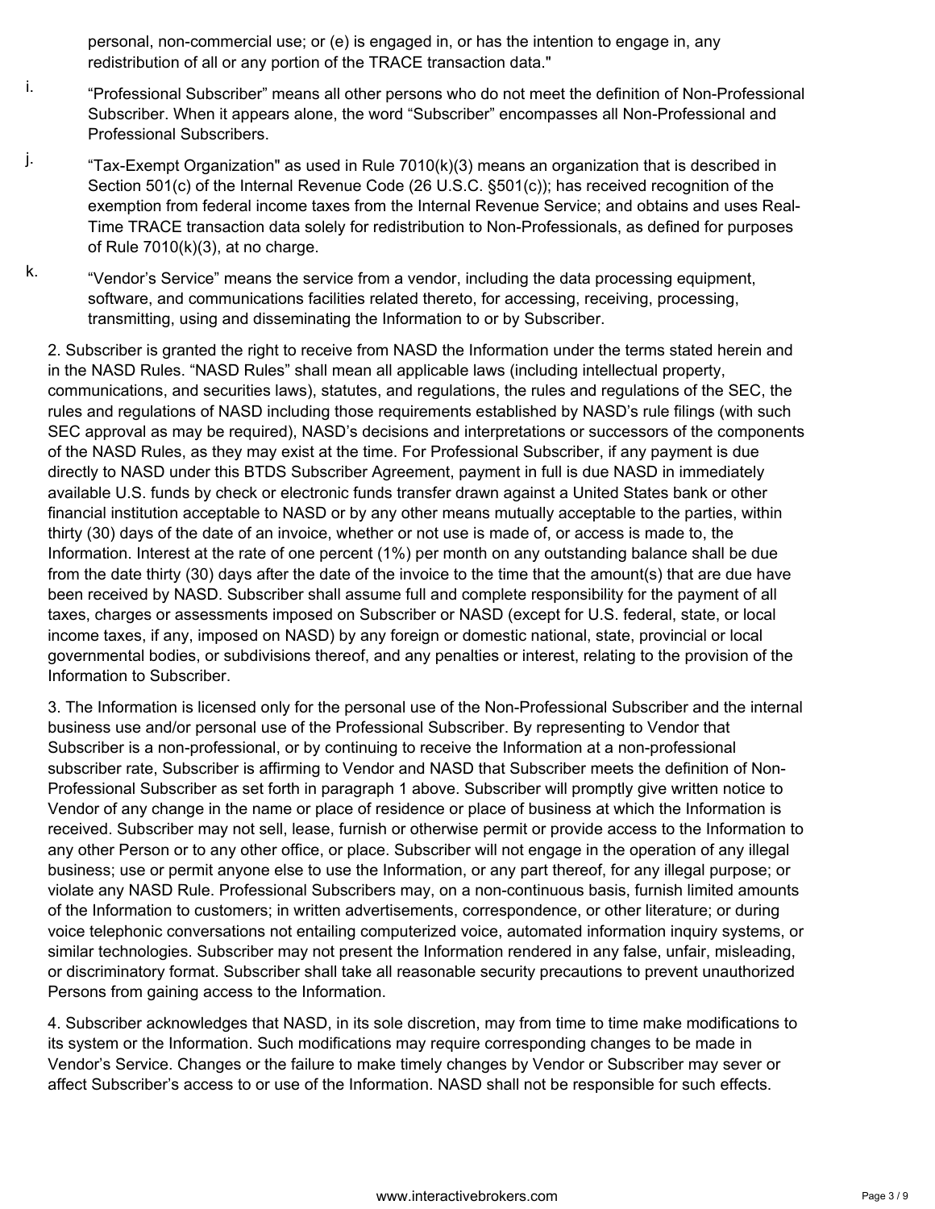personal, non-commercial use; or (e) is engaged in, or has the intention to engage in, any redistribution of all or any portion of the TRACE transaction data."

i. "Professional Subscriber" means all other persons who do not meet the definition of Non-Professional Subscriber. When it appears alone, the word "Subscriber" encompasses all Non-Professional and Professional Subscribers.

j. "Tax-Exempt Organization" as used in Rule 7010(k)(3) means an organization that is described in Section 501(c) of the Internal Revenue Code (26 U.S.C. §501(c)); has received recognition of the exemption from federal income taxes from the Internal Revenue Service; and obtains and uses Real-Time TRACE transaction data solely for redistribution to Non-Professionals, as defined for purposes of Rule 7010(k)(3), at no charge.

k. "Vendor's Service" means the service from a vendor, including the data processing equipment, software, and communications facilities related thereto, for accessing, receiving, processing, transmitting, using and disseminating the Information to or by Subscriber.

2. Subscriber is granted the right to receive from NASD the Information under the terms stated herein and in the NASD Rules. "NASD Rules" shall mean all applicable laws (including intellectual property, communications, and securities laws), statutes, and regulations, the rules and regulations of the SEC, the rules and regulations of NASD including those requirements established by NASD's rule filings (with such SEC approval as may be required), NASD's decisions and interpretations or successors of the components of the NASD Rules, as they may exist at the time. For Professional Subscriber, if any payment is due directly to NASD under this BTDS Subscriber Agreement, payment in full is due NASD in immediately available U.S. funds by check or electronic funds transfer drawn against a United States bank or other financial institution acceptable to NASD or by any other means mutually acceptable to the parties, within thirty (30) days of the date of an invoice, whether or not use is made of, or access is made to, the Information. Interest at the rate of one percent (1%) per month on any outstanding balance shall be due from the date thirty (30) days after the date of the invoice to the time that the amount(s) that are due have been received by NASD. Subscriber shall assume full and complete responsibility for the payment of all taxes, charges or assessments imposed on Subscriber or NASD (except for U.S. federal, state, or local income taxes, if any, imposed on NASD) by any foreign or domestic national, state, provincial or local governmental bodies, or subdivisions thereof, and any penalties or interest, relating to the provision of the Information to Subscriber.

3. The Information is licensed only for the personal use of the Non-Professional Subscriber and the internal business use and/or personal use of the Professional Subscriber. By representing to Vendor that Subscriber is a non-professional, or by continuing to receive the Information at a non-professional subscriber rate, Subscriber is affirming to Vendor and NASD that Subscriber meets the definition of Non-Professional Subscriber as set forth in paragraph 1 above. Subscriber will promptly give written notice to Vendor of any change in the name or place of residence or place of business at which the Information is received. Subscriber may not sell, lease, furnish or otherwise permit or provide access to the Information to any other Person or to any other office, or place. Subscriber will not engage in the operation of any illegal business; use or permit anyone else to use the Information, or any part thereof, for any illegal purpose; or violate any NASD Rule. Professional Subscribers may, on a non-continuous basis, furnish limited amounts of the Information to customers; in written advertisements, correspondence, or other literature; or during voice telephonic conversations not entailing computerized voice, automated information inquiry systems, or similar technologies. Subscriber may not present the Information rendered in any false, unfair, misleading, or discriminatory format. Subscriber shall take all reasonable security precautions to prevent unauthorized Persons from gaining access to the Information.

4. Subscriber acknowledges that NASD, in its sole discretion, may from time to time make modifications to its system or the Information. Such modifications may require corresponding changes to be made in Vendor's Service. Changes or the failure to make timely changes by Vendor or Subscriber may sever or affect Subscriber's access to or use of the Information. NASD shall not be responsible for such effects.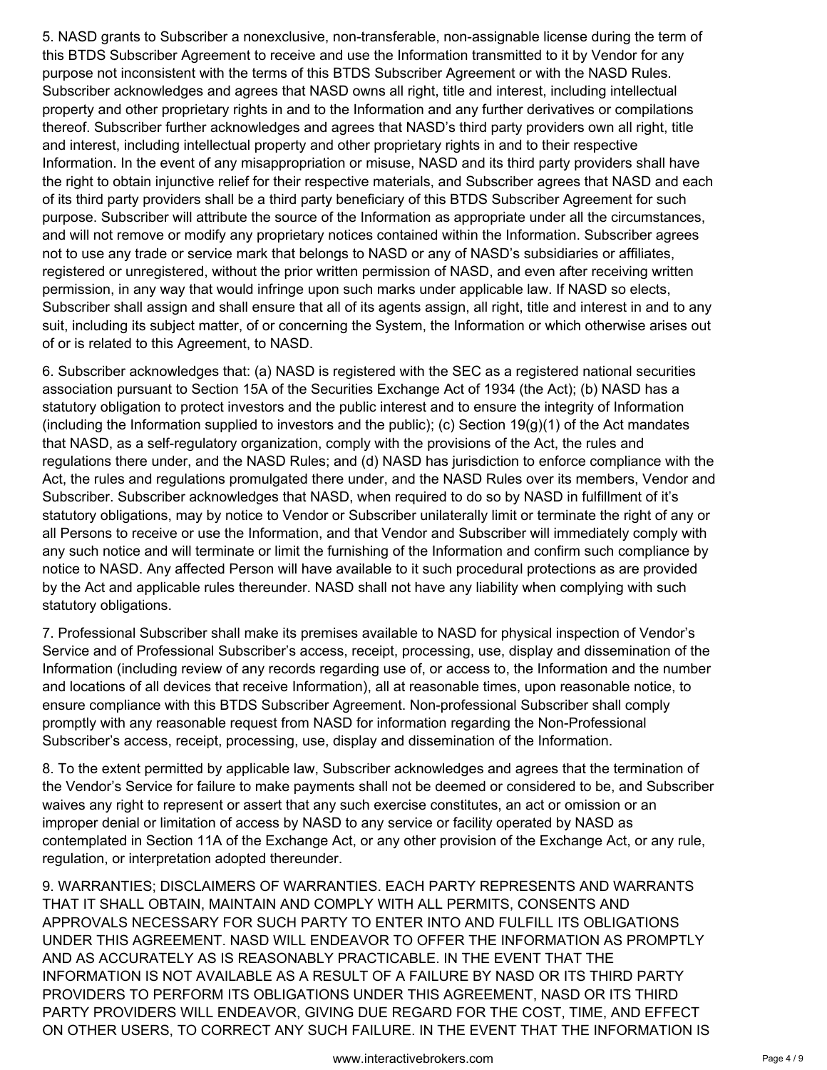5. NASD grants to Subscriber a nonexclusive, non-transferable, non-assignable license during the term of this BTDS Subscriber Agreement to receive and use the Information transmitted to it by Vendor for any purpose not inconsistent with the terms of this BTDS Subscriber Agreement or with the NASD Rules. Subscriber acknowledges and agrees that NASD owns all right, title and interest, including intellectual property and other proprietary rights in and to the Information and any further derivatives or compilations thereof. Subscriber further acknowledges and agrees that NASD's third party providers own all right, title and interest, including intellectual property and other proprietary rights in and to their respective Information. In the event of any misappropriation or misuse, NASD and its third party providers shall have the right to obtain injunctive relief for their respective materials, and Subscriber agrees that NASD and each of its third party providers shall be a third party beneficiary of this BTDS Subscriber Agreement for such purpose. Subscriber will attribute the source of the Information as appropriate under all the circumstances, and will not remove or modify any proprietary notices contained within the Information. Subscriber agrees not to use any trade or service mark that belongs to NASD or any of NASD's subsidiaries or affiliates, registered or unregistered, without the prior written permission of NASD, and even after receiving written permission, in any way that would infringe upon such marks under applicable law. If NASD so elects, Subscriber shall assign and shall ensure that all of its agents assign, all right, title and interest in and to any suit, including its subject matter, of or concerning the System, the Information or which otherwise arises out of or is related to this Agreement, to NASD.

6. Subscriber acknowledges that: (a) NASD is registered with the SEC as a registered national securities association pursuant to Section 15A of the Securities Exchange Act of 1934 (the Act); (b) NASD has a statutory obligation to protect investors and the public interest and to ensure the integrity of Information (including the Information supplied to investors and the public); (c) Section 19(g)(1) of the Act mandates that NASD, as a self-regulatory organization, comply with the provisions of the Act, the rules and regulations there under, and the NASD Rules; and (d) NASD has jurisdiction to enforce compliance with the Act, the rules and regulations promulgated there under, and the NASD Rules over its members, Vendor and Subscriber. Subscriber acknowledges that NASD, when required to do so by NASD in fulfillment of it's statutory obligations, may by notice to Vendor or Subscriber unilaterally limit or terminate the right of any or all Persons to receive or use the Information, and that Vendor and Subscriber will immediately comply with any such notice and will terminate or limit the furnishing of the Information and confirm such compliance by notice to NASD. Any affected Person will have available to it such procedural protections as are provided by the Act and applicable rules thereunder. NASD shall not have any liability when complying with such statutory obligations.

7. Professional Subscriber shall make its premises available to NASD for physical inspection of Vendor's Service and of Professional Subscriber's access, receipt, processing, use, display and dissemination of the Information (including review of any records regarding use of, or access to, the Information and the number and locations of all devices that receive Information), all at reasonable times, upon reasonable notice, to ensure compliance with this BTDS Subscriber Agreement. Non-professional Subscriber shall comply promptly with any reasonable request from NASD for information regarding the Non-Professional Subscriber's access, receipt, processing, use, display and dissemination of the Information.

8. To the extent permitted by applicable law, Subscriber acknowledges and agrees that the termination of the Vendor's Service for failure to make payments shall not be deemed or considered to be, and Subscriber waives any right to represent or assert that any such exercise constitutes, an act or omission or an improper denial or limitation of access by NASD to any service or facility operated by NASD as contemplated in Section 11A of the Exchange Act, or any other provision of the Exchange Act, or any rule, regulation, or interpretation adopted thereunder.

9. WARRANTIES; DISCLAIMERS OF WARRANTIES. EACH PARTY REPRESENTS AND WARRANTS THAT IT SHALL OBTAIN, MAINTAIN AND COMPLY WITH ALL PERMITS, CONSENTS AND APPROVALS NECESSARY FOR SUCH PARTY TO ENTER INTO AND FULFILL ITS OBLIGATIONS UNDER THIS AGREEMENT. NASD WILL ENDEAVOR TO OFFER THE INFORMATION AS PROMPTLY AND AS ACCURATELY AS IS REASONABLY PRACTICABLE. IN THE EVENT THAT THE INFORMATION IS NOT AVAILABLE AS A RESULT OF A FAILURE BY NASD OR ITS THIRD PARTY PROVIDERS TO PERFORM ITS OBLIGATIONS UNDER THIS AGREEMENT, NASD OR ITS THIRD PARTY PROVIDERS WILL ENDEAVOR, GIVING DUE REGARD FOR THE COST, TIME, AND EFFECT ON OTHER USERS, TO CORRECT ANY SUCH FAILURE. IN THE EVENT THAT THE INFORMATION IS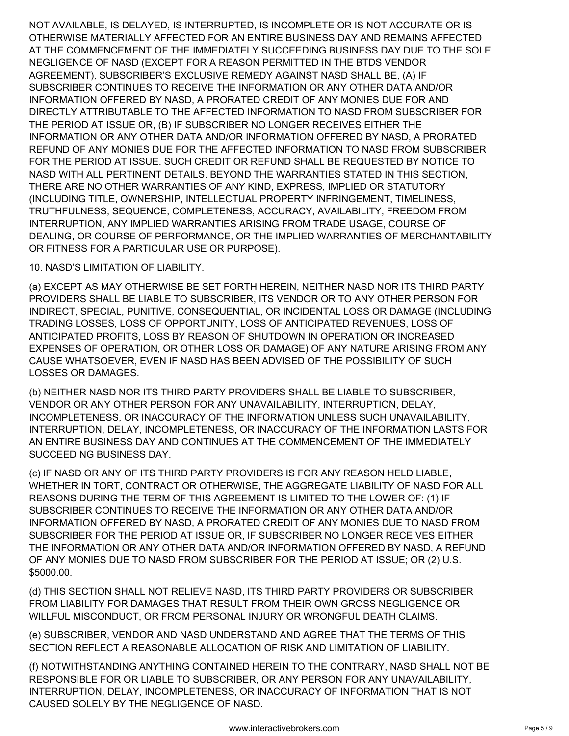NOT AVAILABLE, IS DELAYED, IS INTERRUPTED, IS INCOMPLETE OR IS NOT ACCURATE OR IS OTHERWISE MATERIALLY AFFECTED FOR AN ENTIRE BUSINESS DAY AND REMAINS AFFECTED AT THE COMMENCEMENT OF THE IMMEDIATELY SUCCEEDING BUSINESS DAY DUE TO THE SOLE NEGLIGENCE OF NASD (EXCEPT FOR A REASON PERMITTED IN THE BTDS VENDOR AGREEMENT), SUBSCRIBER'S EXCLUSIVE REMEDY AGAINST NASD SHALL BE, (A) IF SUBSCRIBER CONTINUES TO RECEIVE THE INFORMATION OR ANY OTHER DATA AND/OR INFORMATION OFFERED BY NASD, A PRORATED CREDIT OF ANY MONIES DUE FOR AND DIRECTLY ATTRIBUTABLE TO THE AFFECTED INFORMATION TO NASD FROM SUBSCRIBER FOR THE PERIOD AT ISSUE OR, (B) IF SUBSCRIBER NO LONGER RECEIVES EITHER THE INFORMATION OR ANY OTHER DATA AND/OR INFORMATION OFFERED BY NASD, A PRORATED REFUND OF ANY MONIES DUE FOR THE AFFECTED INFORMATION TO NASD FROM SUBSCRIBER FOR THE PERIOD AT ISSUE. SUCH CREDIT OR REFUND SHALL BE REQUESTED BY NOTICE TO NASD WITH ALL PERTINENT DETAILS. BEYOND THE WARRANTIES STATED IN THIS SECTION, THERE ARE NO OTHER WARRANTIES OF ANY KIND, EXPRESS, IMPLIED OR STATUTORY (INCLUDING TITLE, OWNERSHIP, INTELLECTUAL PROPERTY INFRINGEMENT, TIMELINESS, TRUTHFULNESS, SEQUENCE, COMPLETENESS, ACCURACY, AVAILABILITY, FREEDOM FROM INTERRUPTION, ANY IMPLIED WARRANTIES ARISING FROM TRADE USAGE, COURSE OF DEALING, OR COURSE OF PERFORMANCE, OR THE IMPLIED WARRANTIES OF MERCHANTABILITY OR FITNESS FOR A PARTICULAR USE OR PURPOSE).

10. NASD'S LIMITATION OF LIABILITY.

(a) EXCEPT AS MAY OTHERWISE BE SET FORTH HEREIN, NEITHER NASD NOR ITS THIRD PARTY PROVIDERS SHALL BE LIABLE TO SUBSCRIBER, ITS VENDOR OR TO ANY OTHER PERSON FOR INDIRECT, SPECIAL, PUNITIVE, CONSEQUENTIAL, OR INCIDENTAL LOSS OR DAMAGE (INCLUDING TRADING LOSSES, LOSS OF OPPORTUNITY, LOSS OF ANTICIPATED REVENUES, LOSS OF ANTICIPATED PROFITS, LOSS BY REASON OF SHUTDOWN IN OPERATION OR INCREASED EXPENSES OF OPERATION, OR OTHER LOSS OR DAMAGE) OF ANY NATURE ARISING FROM ANY CAUSE WHATSOEVER, EVEN IF NASD HAS BEEN ADVISED OF THE POSSIBILITY OF SUCH LOSSES OR DAMAGES.

(b) NEITHER NASD NOR ITS THIRD PARTY PROVIDERS SHALL BE LIABLE TO SUBSCRIBER, VENDOR OR ANY OTHER PERSON FOR ANY UNAVAILABILITY, INTERRUPTION, DELAY, INCOMPLETENESS, OR INACCURACY OF THE INFORMATION UNLESS SUCH UNAVAILABILITY, INTERRUPTION, DELAY, INCOMPLETENESS, OR INACCURACY OF THE INFORMATION LASTS FOR AN ENTIRE BUSINESS DAY AND CONTINUES AT THE COMMENCEMENT OF THE IMMEDIATELY SUCCEEDING BUSINESS DAY.

(c) IF NASD OR ANY OF ITS THIRD PARTY PROVIDERS IS FOR ANY REASON HELD LIABLE, WHETHER IN TORT, CONTRACT OR OTHERWISE, THE AGGREGATE LIABILITY OF NASD FOR ALL REASONS DURING THE TERM OF THIS AGREEMENT IS LIMITED TO THE LOWER OF: (1) IF SUBSCRIBER CONTINUES TO RECEIVE THE INFORMATION OR ANY OTHER DATA AND/OR INFORMATION OFFERED BY NASD, A PRORATED CREDIT OF ANY MONIES DUE TO NASD FROM SUBSCRIBER FOR THE PERIOD AT ISSUE OR, IF SUBSCRIBER NO LONGER RECEIVES EITHER THE INFORMATION OR ANY OTHER DATA AND/OR INFORMATION OFFERED BY NASD, A REFUND OF ANY MONIES DUE TO NASD FROM SUBSCRIBER FOR THE PERIOD AT ISSUE; OR (2) U.S. $5000.00.

(d) THIS SECTION SHALL NOT RELIEVE NASD, ITS THIRD PARTY PROVIDERS OR SUBSCRIBER FROM LIABILITY FOR DAMAGES THAT RESULT FROM THEIR OWN GROSS NEGLIGENCE OR WILLFUL MISCONDUCT, OR FROM PERSONAL INJURY OR WRONGFUL DEATH CLAIMS.

(e) SUBSCRIBER, VENDOR AND NASD UNDERSTAND AND AGREE THAT THE TERMS OF THIS SECTION REFLECT A REASONABLE ALLOCATION OF RISK AND LIMITATION OF LIABILITY.

(f) NOTWITHSTANDING ANYTHING CONTAINED HEREIN TO THE CONTRARY, NASD SHALL NOT BE RESPONSIBLE FOR OR LIABLE TO SUBSCRIBER, OR ANY PERSON FOR ANY UNAVAILABILITY, INTERRUPTION, DELAY, INCOMPLETENESS, OR INACCURACY OF INFORMATION THAT IS NOT CAUSED SOLELY BY THE NEGLIGENCE OF NASD.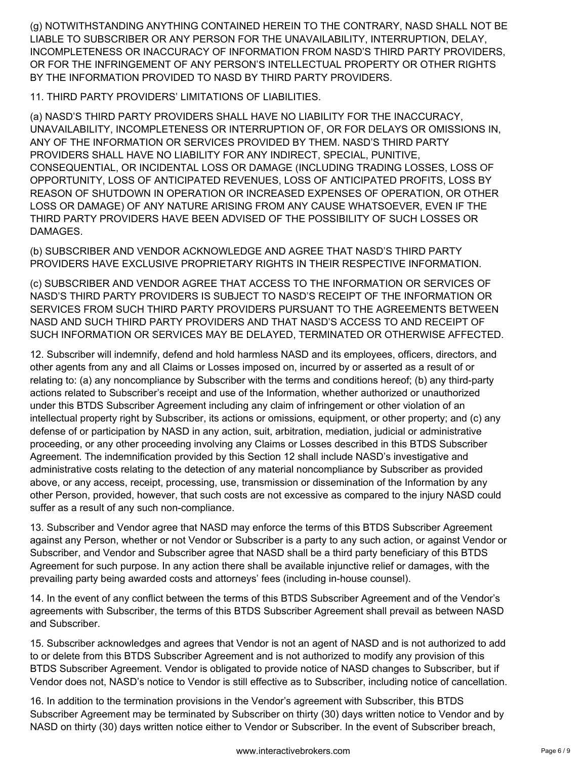(g) NOTWITHSTANDING ANYTHING CONTAINED HEREIN TO THE CONTRARY, NASD SHALL NOT BE LIABLE TO SUBSCRIBER OR ANY PERSON FOR THE UNAVAILABILITY, INTERRUPTION, DELAY, INCOMPLETENESS OR INACCURACY OF INFORMATION FROM NASD'S THIRD PARTY PROVIDERS, OR FOR THE INFRINGEMENT OF ANY PERSON'S INTELLECTUAL PROPERTY OR OTHER RIGHTS BY THE INFORMATION PROVIDED TO NASD BY THIRD PARTY PROVIDERS.

11. THIRD PARTY PROVIDERS' LIMITATIONS OF LIABILITIES.

(a) NASD'S THIRD PARTY PROVIDERS SHALL HAVE NO LIABILITY FOR THE INACCURACY, UNAVAILABILITY, INCOMPLETENESS OR INTERRUPTION OF, OR FOR DELAYS OR OMISSIONS IN, ANY OF THE INFORMATION OR SERVICES PROVIDED BY THEM. NASD'S THIRD PARTY PROVIDERS SHALL HAVE NO LIABILITY FOR ANY INDIRECT, SPECIAL, PUNITIVE, CONSEQUENTIAL, OR INCIDENTAL LOSS OR DAMAGE (INCLUDING TRADING LOSSES, LOSS OF OPPORTUNITY, LOSS OF ANTICIPATED REVENUES, LOSS OF ANTICIPATED PROFITS, LOSS BY REASON OF SHUTDOWN IN OPERATION OR INCREASED EXPENSES OF OPERATION, OR OTHER LOSS OR DAMAGE) OF ANY NATURE ARISING FROM ANY CAUSE WHATSOEVER, EVEN IF THE THIRD PARTY PROVIDERS HAVE BEEN ADVISED OF THE POSSIBILITY OF SUCH LOSSES OR DAMAGES.

(b) SUBSCRIBER AND VENDOR ACKNOWLEDGE AND AGREE THAT NASD'S THIRD PARTY PROVIDERS HAVE EXCLUSIVE PROPRIETARY RIGHTS IN THEIR RESPECTIVE INFORMATION.

(c) SUBSCRIBER AND VENDOR AGREE THAT ACCESS TO THE INFORMATION OR SERVICES OF NASD'S THIRD PARTY PROVIDERS IS SUBJECT TO NASD'S RECEIPT OF THE INFORMATION OR SERVICES FROM SUCH THIRD PARTY PROVIDERS PURSUANT TO THE AGREEMENTS BETWEEN NASD AND SUCH THIRD PARTY PROVIDERS AND THAT NASD'S ACCESS TO AND RECEIPT OF SUCH INFORMATION OR SERVICES MAY BE DELAYED, TERMINATED OR OTHERWISE AFFECTED.

12. Subscriber will indemnify, defend and hold harmless NASD and its employees, officers, directors, and other agents from any and all Claims or Losses imposed on, incurred by or asserted as a result of or relating to: (a) any noncompliance by Subscriber with the terms and conditions hereof; (b) any third-party actions related to Subscriber's receipt and use of the Information, whether authorized or unauthorized under this BTDS Subscriber Agreement including any claim of infringement or other violation of an intellectual property right by Subscriber, its actions or omissions, equipment, or other property; and (c) any defense of or participation by NASD in any action, suit, arbitration, mediation, judicial or administrative proceeding, or any other proceeding involving any Claims or Losses described in this BTDS Subscriber Agreement. The indemnification provided by this Section 12 shall include NASD's investigative and administrative costs relating to the detection of any material noncompliance by Subscriber as provided above, or any access, receipt, processing, use, transmission or dissemination of the Information by any other Person, provided, however, that such costs are not excessive as compared to the injury NASD could suffer as a result of any such non-compliance.

13. Subscriber and Vendor agree that NASD may enforce the terms of this BTDS Subscriber Agreement against any Person, whether or not Vendor or Subscriber is a party to any such action, or against Vendor or Subscriber, and Vendor and Subscriber agree that NASD shall be a third party beneficiary of this BTDS Agreement for such purpose. In any action there shall be available injunctive relief or damages, with the prevailing party being awarded costs and attorneys' fees (including in-house counsel).

14. In the event of any conflict between the terms of this BTDS Subscriber Agreement and of the Vendor's agreements with Subscriber, the terms of this BTDS Subscriber Agreement shall prevail as between NASD and Subscriber.

15. Subscriber acknowledges and agrees that Vendor is not an agent of NASD and is not authorized to add to or delete from this BTDS Subscriber Agreement and is not authorized to modify any provision of this BTDS Subscriber Agreement. Vendor is obligated to provide notice of NASD changes to Subscriber, but if Vendor does not, NASD's notice to Vendor is still effective as to Subscriber, including notice of cancellation.

16. In addition to the termination provisions in the Vendor's agreement with Subscriber, this BTDS Subscriber Agreement may be terminated by Subscriber on thirty (30) days written notice to Vendor and by NASD on thirty (30) days written notice either to Vendor or Subscriber. In the event of Subscriber breach,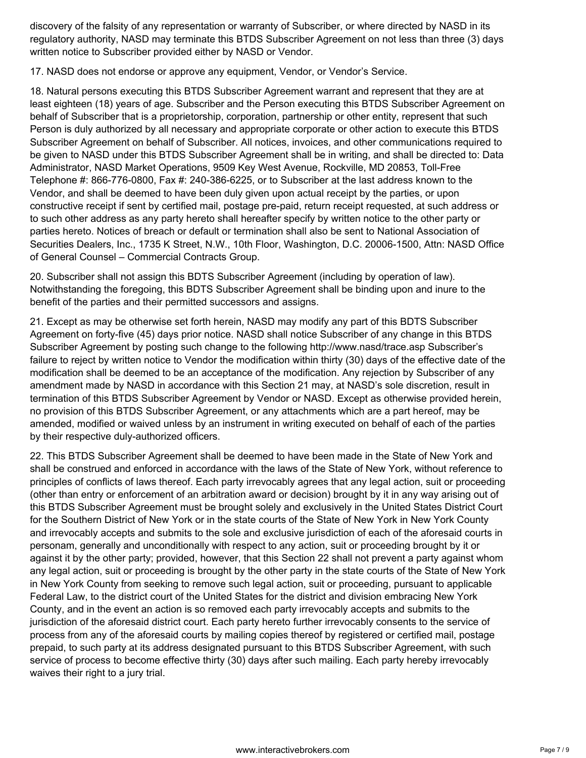discovery of the falsity of any representation or warranty of Subscriber, or where directed by NASD in its regulatory authority, NASD may terminate this BTDS Subscriber Agreement on not less than three (3) days written notice to Subscriber provided either by NASD or Vendor.

17. NASD does not endorse or approve any equipment, Vendor, or Vendor's Service.

18. Natural persons executing this BTDS Subscriber Agreement warrant and represent that they are at least eighteen (18) years of age. Subscriber and the Person executing this BTDS Subscriber Agreement on behalf of Subscriber that is a proprietorship, corporation, partnership or other entity, represent that such Person is duly authorized by all necessary and appropriate corporate or other action to execute this BTDS Subscriber Agreement on behalf of Subscriber. All notices, invoices, and other communications required to be given to NASD under this BTDS Subscriber Agreement shall be in writing, and shall be directed to: Data Administrator, NASD Market Operations, 9509 Key West Avenue, Rockville, MD 20853, Toll-Free Telephone #: 866-776-0800, Fax #: 240-386-6225, or to Subscriber at the last address known to the Vendor, and shall be deemed to have been duly given upon actual receipt by the parties, or upon constructive receipt if sent by certified mail, postage pre-paid, return receipt requested, at such address or to such other address as any party hereto shall hereafter specify by written notice to the other party or parties hereto. Notices of breach or default or termination shall also be sent to National Association of Securities Dealers, Inc., 1735 K Street, N.W., 10th Floor, Washington, D.C. 20006-1500, Attn: NASD Office of General Counsel – Commercial Contracts Group.

20. Subscriber shall not assign this BDTS Subscriber Agreement (including by operation of law). Notwithstanding the foregoing, this BDTS Subscriber Agreement shall be binding upon and inure to the benefit of the parties and their permitted successors and assigns.

21. Except as may be otherwise set forth herein, NASD may modify any part of this BDTS Subscriber Agreement on forty-five (45) days prior notice. NASD shall notice Subscriber of any change in this BTDS Subscriber Agreement by posting such change to the following http://www.nasd/trace.asp Subscriber's failure to reject by written notice to Vendor the modification within thirty (30) days of the effective date of the modification shall be deemed to be an acceptance of the modification. Any rejection by Subscriber of any amendment made by NASD in accordance with this Section 21 may, at NASD's sole discretion, result in termination of this BTDS Subscriber Agreement by Vendor or NASD. Except as otherwise provided herein, no provision of this BTDS Subscriber Agreement, or any attachments which are a part hereof, may be amended, modified or waived unless by an instrument in writing executed on behalf of each of the parties by their respective duly-authorized officers.

22. This BTDS Subscriber Agreement shall be deemed to have been made in the State of New York and shall be construed and enforced in accordance with the laws of the State of New York, without reference to principles of conflicts of laws thereof. Each party irrevocably agrees that any legal action, suit or proceeding (other than entry or enforcement of an arbitration award or decision) brought by it in any way arising out of this BTDS Subscriber Agreement must be brought solely and exclusively in the United States District Court for the Southern District of New York or in the state courts of the State of New York in New York County and irrevocably accepts and submits to the sole and exclusive jurisdiction of each of the aforesaid courts in personam, generally and unconditionally with respect to any action, suit or proceeding brought by it or against it by the other party; provided, however, that this Section 22 shall not prevent a party against whom any legal action, suit or proceeding is brought by the other party in the state courts of the State of New York in New York County from seeking to remove such legal action, suit or proceeding, pursuant to applicable Federal Law, to the district court of the United States for the district and division embracing New York County, and in the event an action is so removed each party irrevocably accepts and submits to the jurisdiction of the aforesaid district court. Each party hereto further irrevocably consents to the service of process from any of the aforesaid courts by mailing copies thereof by registered or certified mail, postage prepaid, to such party at its address designated pursuant to this BTDS Subscriber Agreement, with such service of process to become effective thirty (30) days after such mailing. Each party hereby irrevocably waives their right to a jury trial.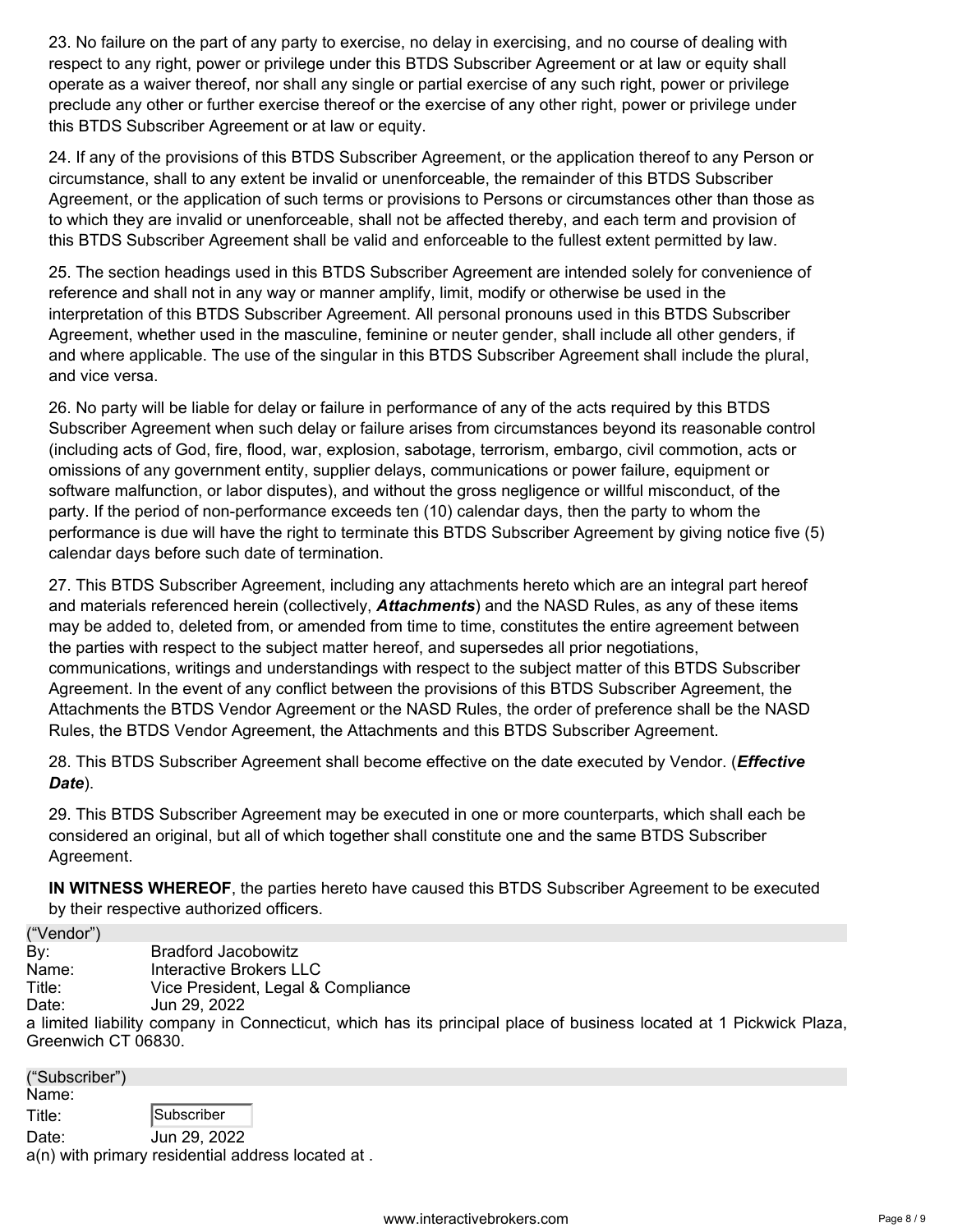23. No failure on the part of any party to exercise, no delay in exercising, and no course of dealing with respect to any right, power or privilege under this BTDS Subscriber Agreement or at law or equity shall operate as a waiver thereof, nor shall any single or partial exercise of any such right, power or privilege preclude any other or further exercise thereof or the exercise of any other right, power or privilege under this BTDS Subscriber Agreement or at law or equity.

24. If any of the provisions of this BTDS Subscriber Agreement, or the application thereof to any Person or circumstance, shall to any extent be invalid or unenforceable, the remainder of this BTDS Subscriber Agreement, or the application of such terms or provisions to Persons or circumstances other than those as to which they are invalid or unenforceable, shall not be affected thereby, and each term and provision of this BTDS Subscriber Agreement shall be valid and enforceable to the fullest extent permitted by law.

25. The section headings used in this BTDS Subscriber Agreement are intended solely for convenience of reference and shall not in any way or manner amplify, limit, modify or otherwise be used in the interpretation of this BTDS Subscriber Agreement. All personal pronouns used in this BTDS Subscriber Agreement, whether used in the masculine, feminine or neuter gender, shall include all other genders, if and where applicable. The use of the singular in this BTDS Subscriber Agreement shall include the plural, and vice versa.

26. No party will be liable for delay or failure in performance of any of the acts required by this BTDS Subscriber Agreement when such delay or failure arises from circumstances beyond its reasonable control (including acts of God, fire, flood, war, explosion, sabotage, terrorism, embargo, civil commotion, acts or omissions of any government entity, supplier delays, communications or power failure, equipment or software malfunction, or labor disputes), and without the gross negligence or willful misconduct, of the party. If the period of non-performance exceeds ten (10) calendar days, then the party to whom the performance is due will have the right to terminate this BTDS Subscriber Agreement by giving notice five (5) calendar days before such date of termination.

27. This BTDS Subscriber Agreement, including any attachments hereto which are an integral part hereof and materials referenced herein (collectively, ***Attachments***) and the NASD Rules, as any of these items may be added to, deleted from, or amended from time to time, constitutes the entire agreement between the parties with respect to the subject matter hereof, and supersedes all prior negotiations, communications, writings and understandings with respect to the subject matter of this BTDS Subscriber Agreement. In the event of any conflict between the provisions of this BTDS Subscriber Agreement, the Attachments the BTDS Vendor Agreement or the NASD Rules, the order of preference shall be the NASD Rules, the BTDS Vendor Agreement, the Attachments and this BTDS Subscriber Agreement.

28. This BTDS Subscriber Agreement shall become effective on the date executed by Vendor. (***Effective Date***).

29. This BTDS Subscriber Agreement may be executed in one or more counterparts, which shall each be considered an original, but all of which together shall constitute one and the same BTDS Subscriber Agreement.

**IN WITNESS WHEREOF**, the parties hereto have caused this BTDS Subscriber Agreement to be executed by their respective authorized officers.

(“Vendor”)

| | |
|---|---|
| By: | Bradford Jacobowitz |
| Name: | Interactive Brokers LLC |
| Title: | Vice President, Legal & Compliance |
| Date: | Jun 29, 2022 |

a limited liability company in Connecticut, which has its principal place of business located at 1 Pickwick Plaza, Greenwich CT 06830.

(“Subscriber”)

| | |
|---|---|
| Name: | |
| Title: | Subscriber |
| Date: | Jun 29, 2022 |

a(n) with primary residential address located at .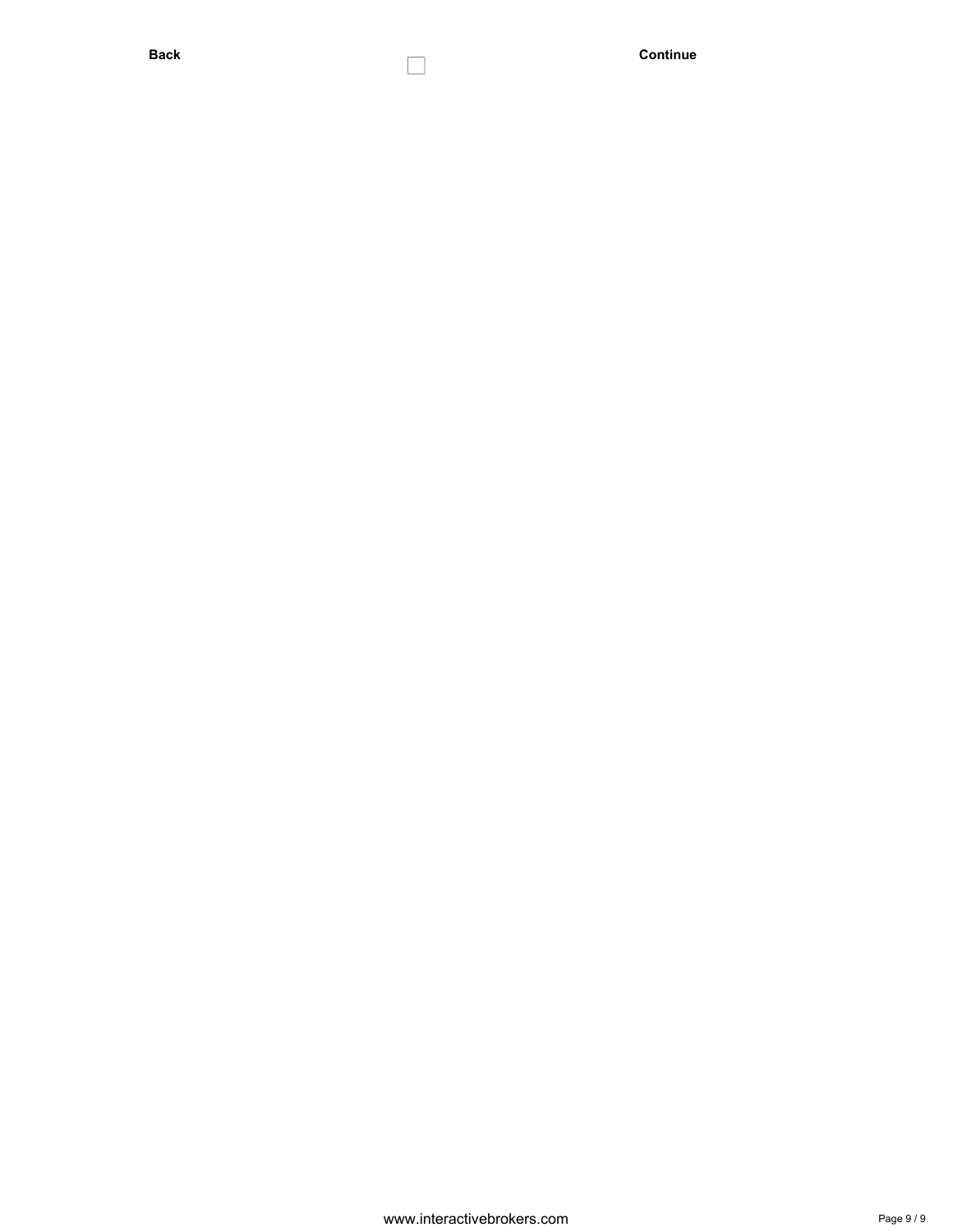**Back** **Continue**